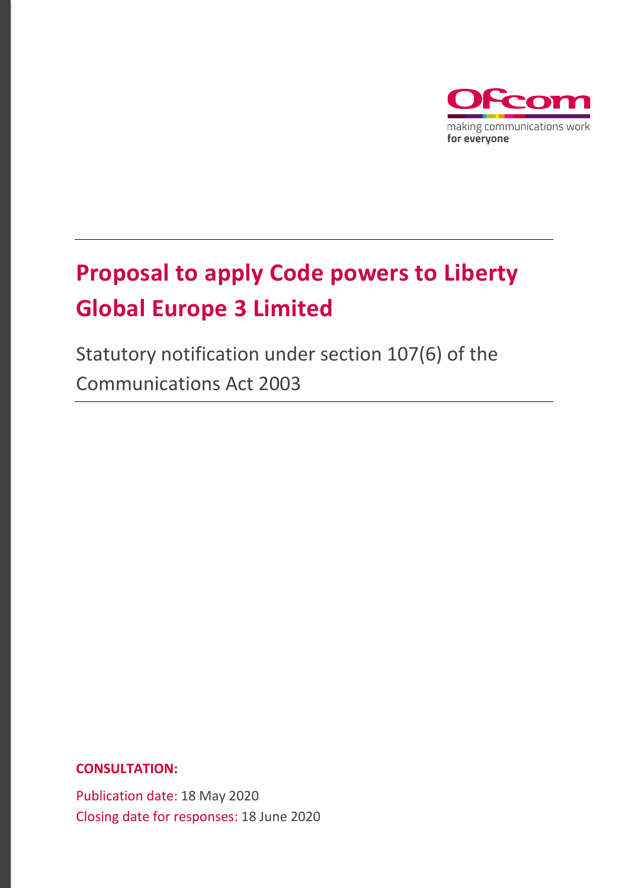Ofcom

making communications work
**for everyone**

# Proposal to apply Code powers to Liberty Global Europe 3 Limited

Statutory notification under section 107(6) of the Communications Act 2003

**CONSULTATION:**

Publication date: 18 May 2020
Closing date for responses: 18 June 2020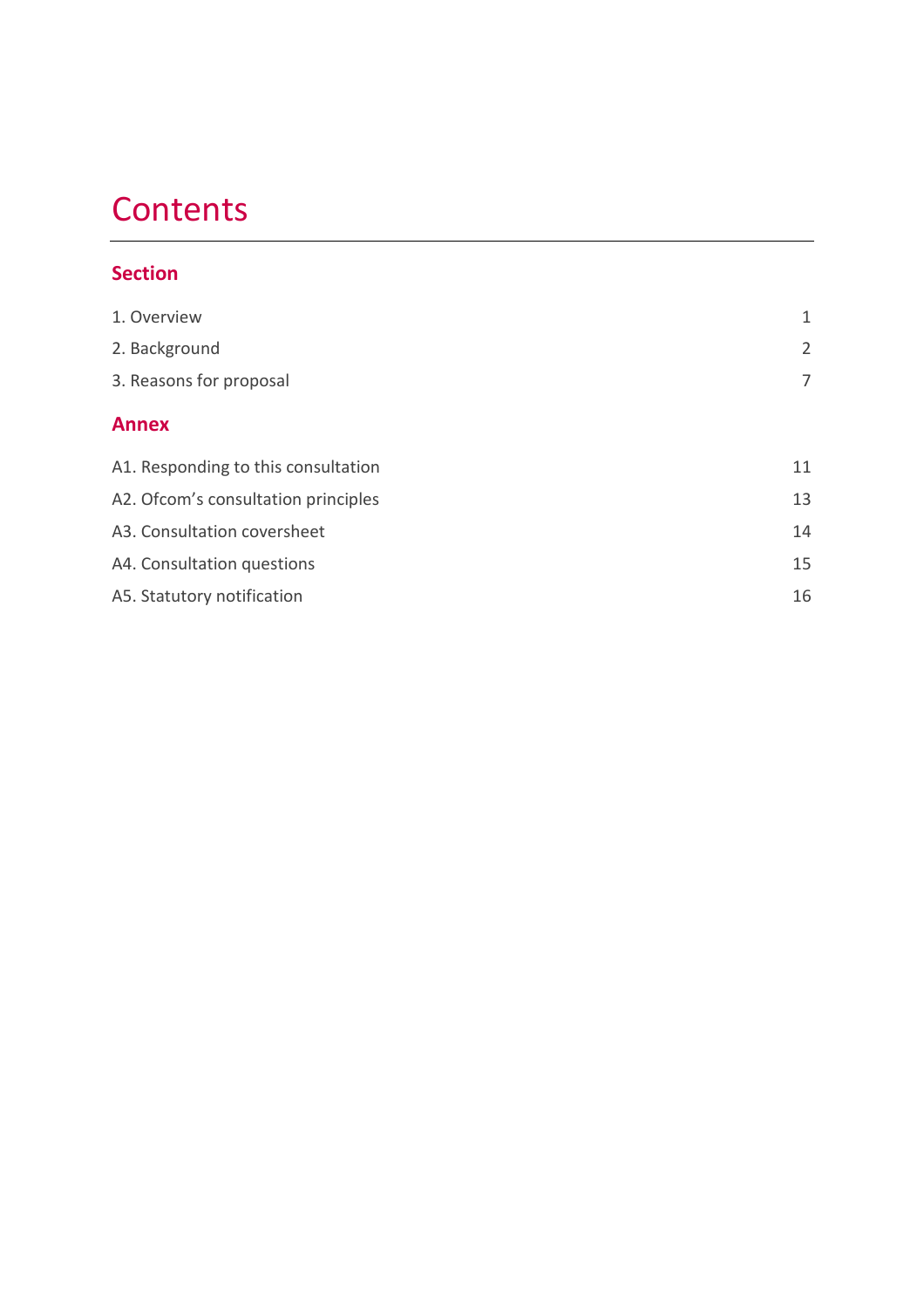# Contents

## Section

| | |
|---|---|
| 1. Overview | 1 |
| 2. Background | 2 |
| 3. Reasons for proposal | 7 |

## Annex

| | |
|---|---|
| A1. Responding to this consultation | 11 |
| A2. Ofcom's consultation principles | 13 |
| A3. Consultation coversheet | 14 |
| A4. Consultation questions | 15 |
| A5. Statutory notification | 16 |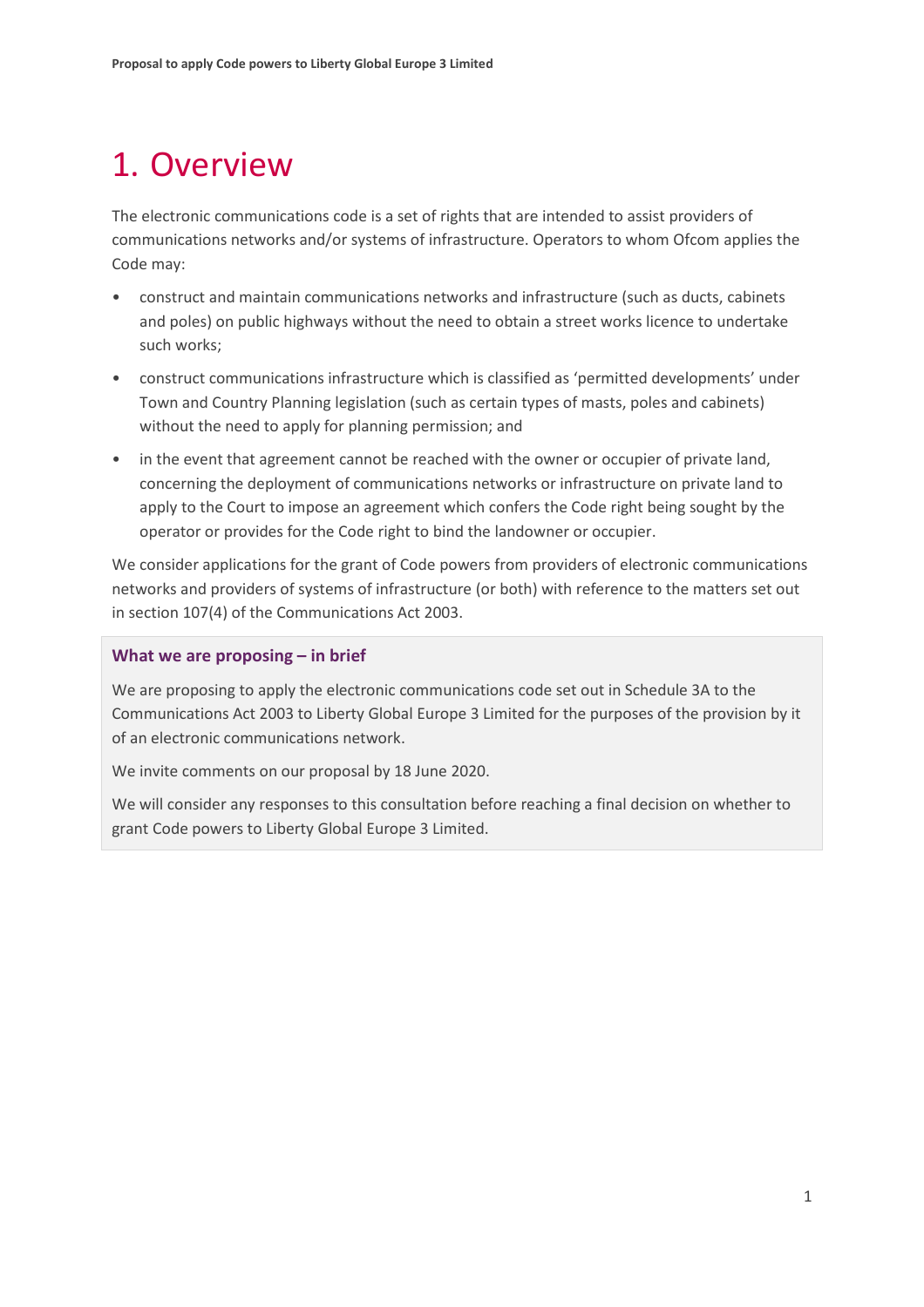# 1. Overview

The electronic communications code is a set of rights that are intended to assist providers of communications networks and/or systems of infrastructure. Operators to whom Ofcom applies the Code may:

- construct and maintain communications networks and infrastructure (such as ducts, cabinets and poles) on public highways without the need to obtain a street works licence to undertake such works;
- construct communications infrastructure which is classified as 'permitted developments' under Town and Country Planning legislation (such as certain types of masts, poles and cabinets) without the need to apply for planning permission; and
- in the event that agreement cannot be reached with the owner or occupier of private land, concerning the deployment of communications networks or infrastructure on private land to apply to the Court to impose an agreement which confers the Code right being sought by the operator or provides for the Code right to bind the landowner or occupier.

We consider applications for the grant of Code powers from providers of electronic communications networks and providers of systems of infrastructure (or both) with reference to the matters set out in section 107(4) of the Communications Act 2003.

**What we are proposing – in brief**

We are proposing to apply the electronic communications code set out in Schedule 3A to the Communications Act 2003 to Liberty Global Europe 3 Limited for the purposes of the provision by it of an electronic communications network.

We invite comments on our proposal by 18 June 2020.

We will consider any responses to this consultation before reaching a final decision on whether to grant Code powers to Liberty Global Europe 3 Limited.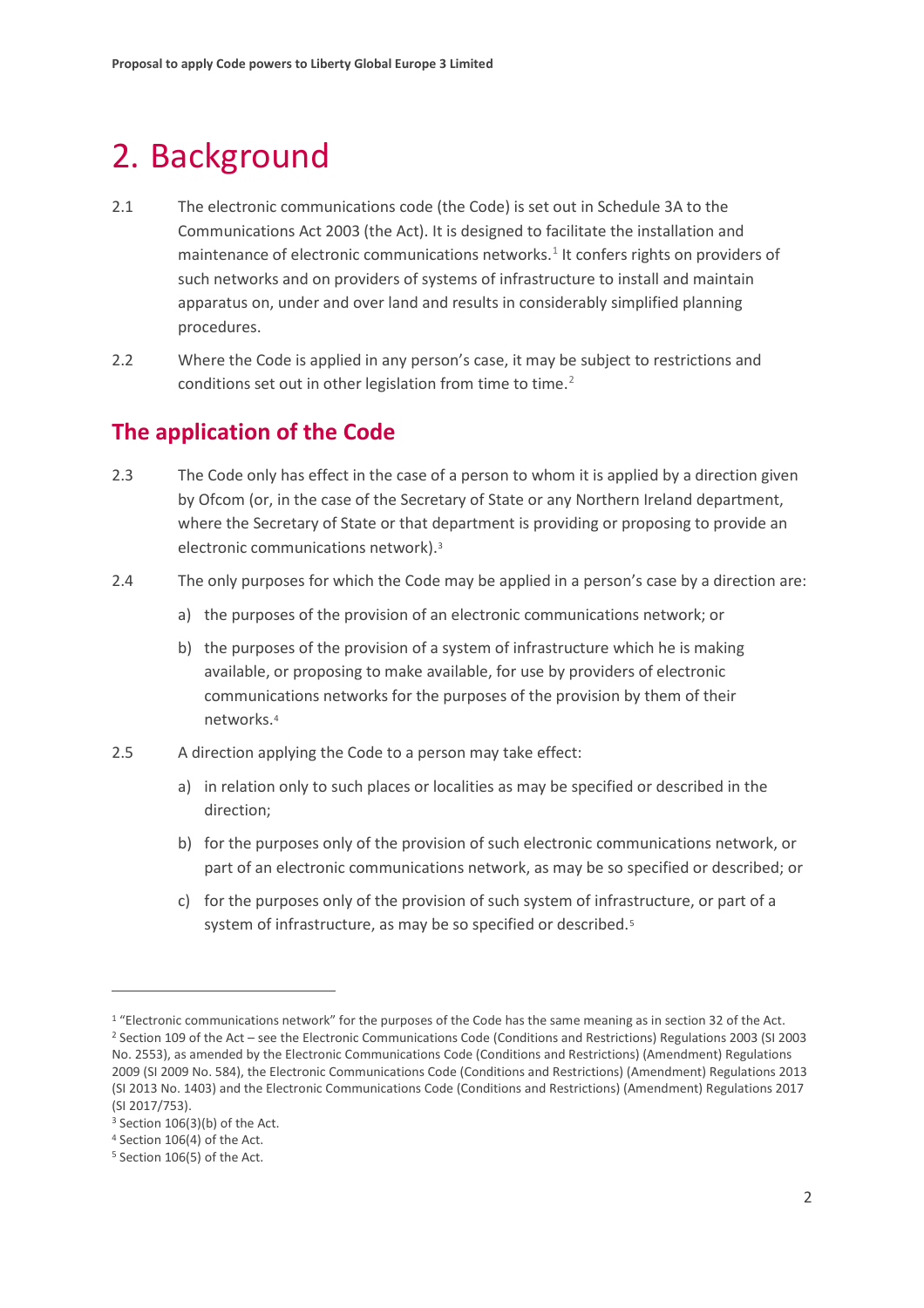# 2. Background

2.1 The electronic communications code (the Code) is set out in Schedule 3A to the Communications Act 2003 (the Act). It is designed to facilitate the installation and maintenance of electronic communications networks.[1] It confers rights on providers of such networks and on providers of systems of infrastructure to install and maintain apparatus on, under and over land and results in considerably simplified planning procedures.

2.2 Where the Code is applied in any person's case, it may be subject to restrictions and conditions set out in other legislation from time to time.[2]

## The application of the Code

2.3 The Code only has effect in the case of a person to whom it is applied by a direction given by Ofcom (or, in the case of the Secretary of State or any Northern Ireland department, where the Secretary of State or that department is providing or proposing to provide an electronic communications network).[3]

2.4 The only purposes for which the Code may be applied in a person's case by a direction are:

a) the purposes of the provision of an electronic communications network; or

b) the purposes of the provision of a system of infrastructure which he is making available, or proposing to make available, for use by providers of electronic communications networks for the purposes of the provision by them of their networks.[4]

2.5 A direction applying the Code to a person may take effect:

a) in relation only to such places or localities as may be specified or described in the direction;

b) for the purposes only of the provision of such electronic communications network, or part of an electronic communications network, as may be so specified or described; or

c) for the purposes only of the provision of such system of infrastructure, or part of a system of infrastructure, as may be so specified or described.[5]

---

[1] "Electronic communications network" for the purposes of the Code has the same meaning as in section 32 of the Act.

[2] Section 109 of the Act – see the Electronic Communications Code (Conditions and Restrictions) Regulations 2003 (SI 2003 No. 2553), as amended by the Electronic Communications Code (Conditions and Restrictions) (Amendment) Regulations 2009 (SI 2009 No. 584), the Electronic Communications Code (Conditions and Restrictions) (Amendment) Regulations 2013 (SI 2013 No. 1403) and the Electronic Communications Code (Conditions and Restrictions) (Amendment) Regulations 2017 (SI 2017/753).

[3] Section 106(3)(b) of the Act.

[4] Section 106(4) of the Act.

[5] Section 106(5) of the Act.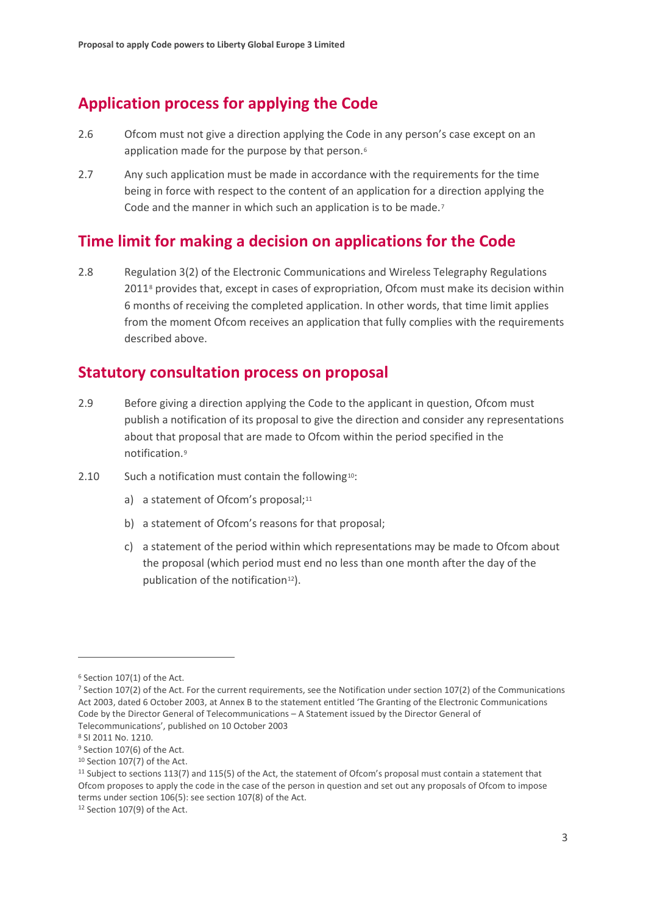## Application process for applying the Code

2.6 Ofcom must not give a direction applying the Code in any person's case except on an application made for the purpose by that person.[6]

2.7 Any such application must be made in accordance with the requirements for the time being in force with respect to the content of an application for a direction applying the Code and the manner in which such an application is to be made.[7]

## Time limit for making a decision on applications for the Code

2.8 Regulation 3(2) of the Electronic Communications and Wireless Telegraphy Regulations 2011[8] provides that, except in cases of expropriation, Ofcom must make its decision within 6 months of receiving the completed application. In other words, that time limit applies from the moment Ofcom receives an application that fully complies with the requirements described above.

## Statutory consultation process on proposal

2.9 Before giving a direction applying the Code to the applicant in question, Ofcom must publish a notification of its proposal to give the direction and consider any representations about that proposal that are made to Ofcom within the period specified in the notification.[9]

2.10 Such a notification must contain the following[10]:

a) a statement of Ofcom's proposal;[11]

b) a statement of Ofcom's reasons for that proposal;

c) a statement of the period within which representations may be made to Ofcom about the proposal (which period must end no less than one month after the day of the publication of the notification[12]).

---

[6] Section 107(1) of the Act.

[7] Section 107(2) of the Act. For the current requirements, see the Notification under section 107(2) of the Communications Act 2003, dated 6 October 2003, at Annex B to the statement entitled 'The Granting of the Electronic Communications Code by the Director General of Telecommunications – A Statement issued by the Director General of Telecommunications', published on 10 October 2003

[8] SI 2011 No. 1210.

[9] Section 107(6) of the Act.

[10] Section 107(7) of the Act.

[11] Subject to sections 113(7) and 115(5) of the Act, the statement of Ofcom's proposal must contain a statement that Ofcom proposes to apply the code in the case of the person in question and set out any proposals of Ofcom to impose terms under section 106(5): see section 107(8) of the Act.

[12] Section 107(9) of the Act.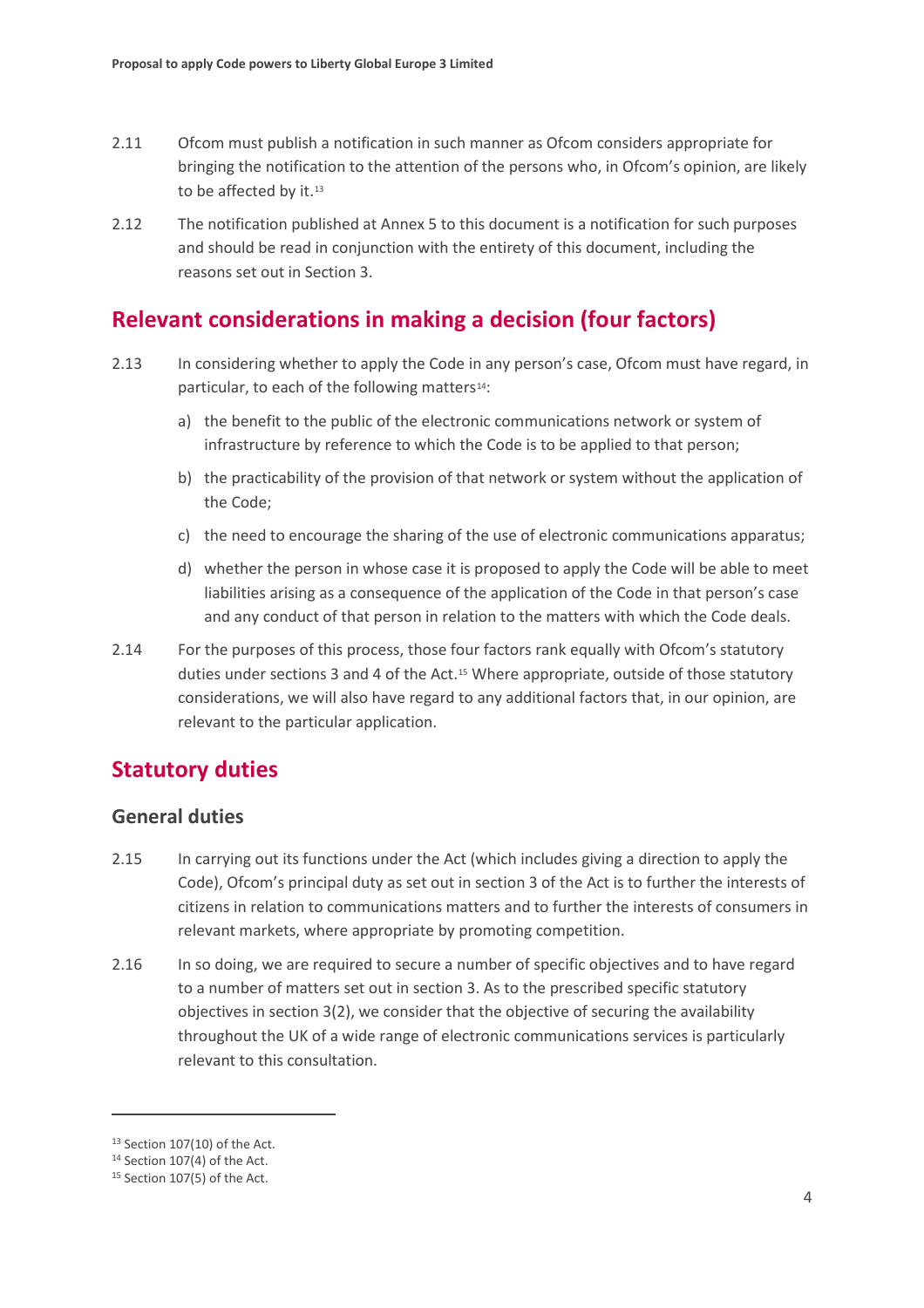2.11 Ofcom must publish a notification in such manner as Ofcom considers appropriate for bringing the notification to the attention of the persons who, in Ofcom's opinion, are likely to be affected by it.[13]

2.12 The notification published at Annex 5 to this document is a notification for such purposes and should be read in conjunction with the entirety of this document, including the reasons set out in Section 3.

## Relevant considerations in making a decision (four factors)

2.13 In considering whether to apply the Code in any person's case, Ofcom must have regard, in particular, to each of the following matters[14]:

a) the benefit to the public of the electronic communications network or system of infrastructure by reference to which the Code is to be applied to that person;

b) the practicability of the provision of that network or system without the application of the Code;

c) the need to encourage the sharing of the use of electronic communications apparatus;

d) whether the person in whose case it is proposed to apply the Code will be able to meet liabilities arising as a consequence of the application of the Code in that person's case and any conduct of that person in relation to the matters with which the Code deals.

2.14 For the purposes of this process, those four factors rank equally with Ofcom's statutory duties under sections 3 and 4 of the Act.[15] Where appropriate, outside of those statutory considerations, we will also have regard to any additional factors that, in our opinion, are relevant to the particular application.

## Statutory duties

### General duties

2.15 In carrying out its functions under the Act (which includes giving a direction to apply the Code), Ofcom's principal duty as set out in section 3 of the Act is to further the interests of citizens in relation to communications matters and to further the interests of consumers in relevant markets, where appropriate by promoting competition.

2.16 In so doing, we are required to secure a number of specific objectives and to have regard to a number of matters set out in section 3. As to the prescribed specific statutory objectives in section 3(2), we consider that the objective of securing the availability throughout the UK of a wide range of electronic communications services is particularly relevant to this consultation.

---

[13] Section 107(10) of the Act.

[14] Section 107(4) of the Act.

[15] Section 107(5) of the Act.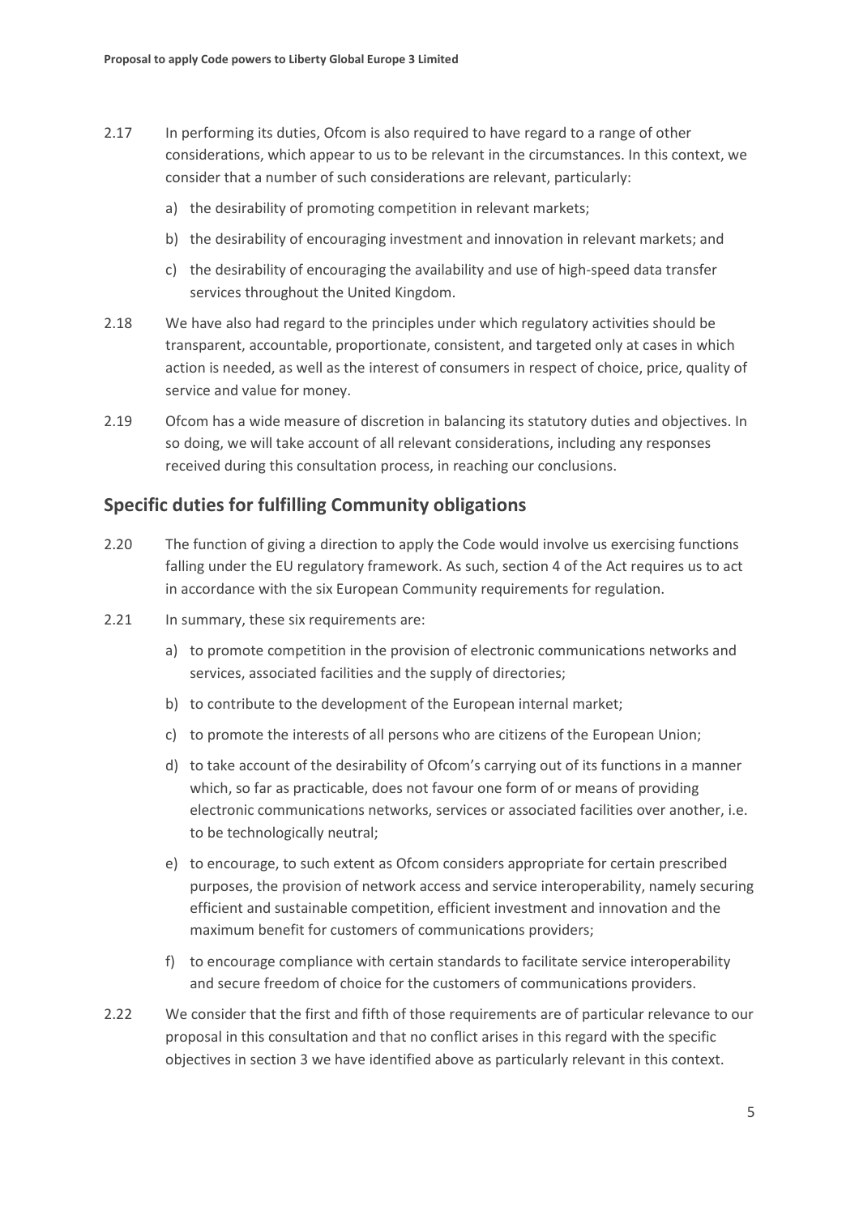2.17 In performing its duties, Ofcom is also required to have regard to a range of other considerations, which appear to us to be relevant in the circumstances. In this context, we consider that a number of such considerations are relevant, particularly:

a) the desirability of promoting competition in relevant markets;

b) the desirability of encouraging investment and innovation in relevant markets; and

c) the desirability of encouraging the availability and use of high-speed data transfer services throughout the United Kingdom.

2.18 We have also had regard to the principles under which regulatory activities should be transparent, accountable, proportionate, consistent, and targeted only at cases in which action is needed, as well as the interest of consumers in respect of choice, price, quality of service and value for money.

2.19 Ofcom has a wide measure of discretion in balancing its statutory duties and objectives. In so doing, we will take account of all relevant considerations, including any responses received during this consultation process, in reaching our conclusions.

## Specific duties for fulfilling Community obligations

2.20 The function of giving a direction to apply the Code would involve us exercising functions falling under the EU regulatory framework. As such, section 4 of the Act requires us to act in accordance with the six European Community requirements for regulation.

2.21 In summary, these six requirements are:

a) to promote competition in the provision of electronic communications networks and services, associated facilities and the supply of directories;

b) to contribute to the development of the European internal market;

c) to promote the interests of all persons who are citizens of the European Union;

d) to take account of the desirability of Ofcom's carrying out of its functions in a manner which, so far as practicable, does not favour one form of or means of providing electronic communications networks, services or associated facilities over another, i.e. to be technologically neutral;

e) to encourage, to such extent as Ofcom considers appropriate for certain prescribed purposes, the provision of network access and service interoperability, namely securing efficient and sustainable competition, efficient investment and innovation and the maximum benefit for customers of communications providers;

f) to encourage compliance with certain standards to facilitate service interoperability and secure freedom of choice for the customers of communications providers.

2.22 We consider that the first and fifth of those requirements are of particular relevance to our proposal in this consultation and that no conflict arises in this regard with the specific objectives in section 3 we have identified above as particularly relevant in this context.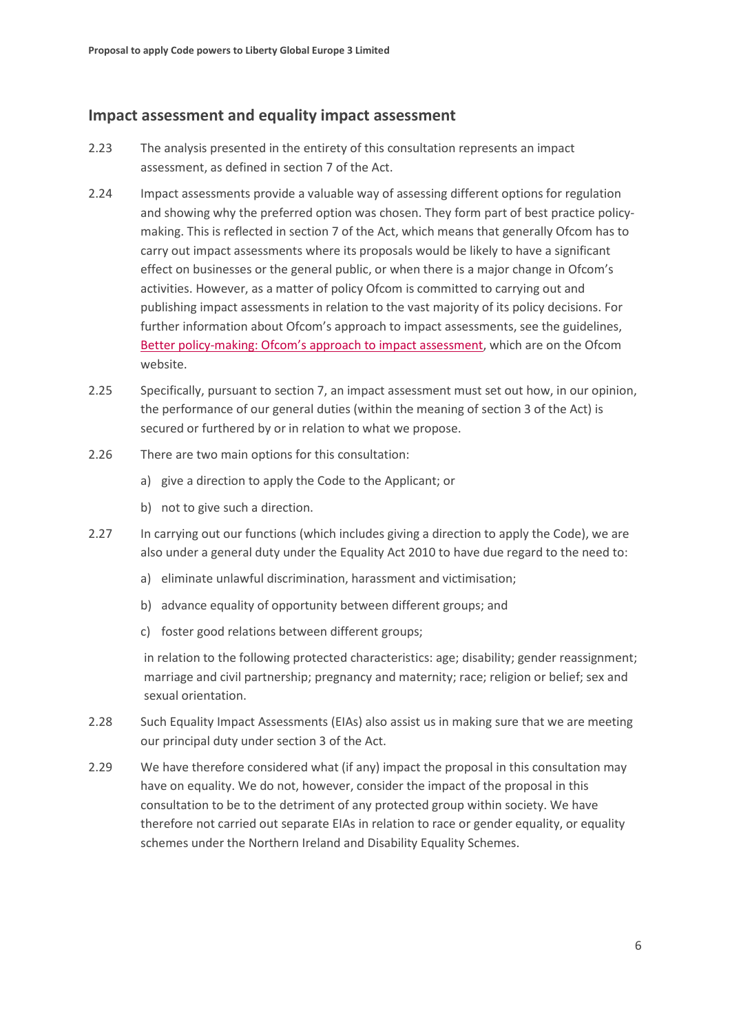## Impact assessment and equality impact assessment

2.23 The analysis presented in the entirety of this consultation represents an impact assessment, as defined in section 7 of the Act.

2.24 Impact assessments provide a valuable way of assessing different options for regulation and showing why the preferred option was chosen. They form part of best practice policy-making. This is reflected in section 7 of the Act, which means that generally Ofcom has to carry out impact assessments where its proposals would be likely to have a significant effect on businesses or the general public, or when there is a major change in Ofcom's activities. However, as a matter of policy Ofcom is committed to carrying out and publishing impact assessments in relation to the vast majority of its policy decisions. For further information about Ofcom's approach to impact assessments, see the guidelines, Better policy-making: Ofcom's approach to impact assessment, which are on the Ofcom website.

2.25 Specifically, pursuant to section 7, an impact assessment must set out how, in our opinion, the performance of our general duties (within the meaning of section 3 of the Act) is secured or furthered by or in relation to what we propose.

2.26 There are two main options for this consultation:

a) give a direction to apply the Code to the Applicant; or

b) not to give such a direction.

2.27 In carrying out our functions (which includes giving a direction to apply the Code), we are also under a general duty under the Equality Act 2010 to have due regard to the need to:

a) eliminate unlawful discrimination, harassment and victimisation;

b) advance equality of opportunity between different groups; and

c) foster good relations between different groups;

in relation to the following protected characteristics: age; disability; gender reassignment; marriage and civil partnership; pregnancy and maternity; race; religion or belief; sex and sexual orientation.

2.28 Such Equality Impact Assessments (EIAs) also assist us in making sure that we are meeting our principal duty under section 3 of the Act.

2.29 We have therefore considered what (if any) impact the proposal in this consultation may have on equality. We do not, however, consider the impact of the proposal in this consultation to be to the detriment of any protected group within society. We have therefore not carried out separate EIAs in relation to race or gender equality, or equality schemes under the Northern Ireland and Disability Equality Schemes.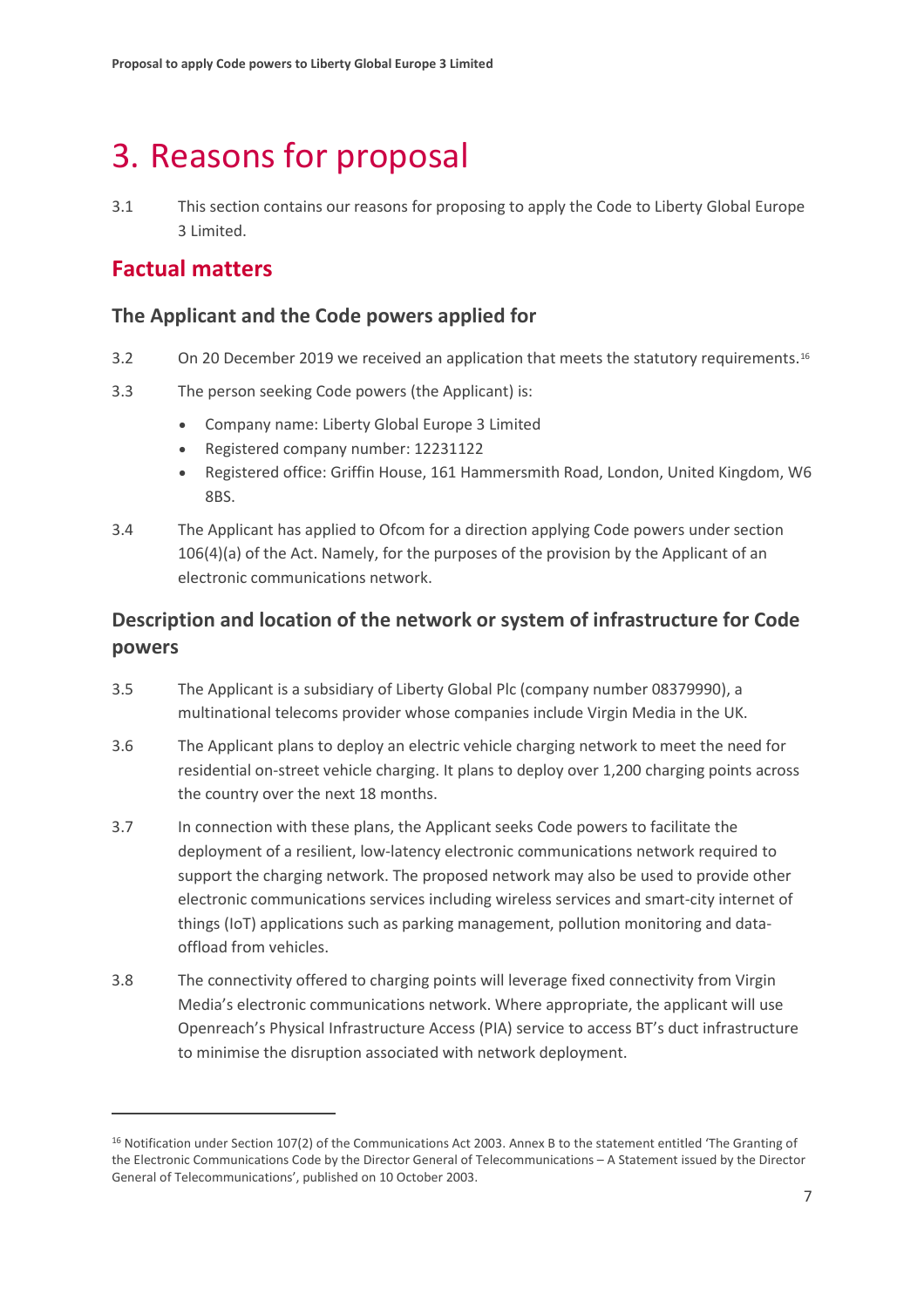# 3. Reasons for proposal

3.1 This section contains our reasons for proposing to apply the Code to Liberty Global Europe 3 Limited.

## Factual matters

### The Applicant and the Code powers applied for

3.2 On 20 December 2019 we received an application that meets the statutory requirements.[16]

3.3 The person seeking Code powers (the Applicant) is:

- Company name: Liberty Global Europe 3 Limited
- Registered company number: 12231122
- Registered office: Griffin House, 161 Hammersmith Road, London, United Kingdom, W6 8BS.

3.4 The Applicant has applied to Ofcom for a direction applying Code powers under section 106(4)(a) of the Act. Namely, for the purposes of the provision by the Applicant of an electronic communications network.

### Description and location of the network or system of infrastructure for Code powers

3.5 The Applicant is a subsidiary of Liberty Global Plc (company number 08379990), a multinational telecoms provider whose companies include Virgin Media in the UK.

3.6 The Applicant plans to deploy an electric vehicle charging network to meet the need for residential on-street vehicle charging. It plans to deploy over 1,200 charging points across the country over the next 18 months.

3.7 In connection with these plans, the Applicant seeks Code powers to facilitate the deployment of a resilient, low-latency electronic communications network required to support the charging network. The proposed network may also be used to provide other electronic communications services including wireless services and smart-city internet of things (IoT) applications such as parking management, pollution monitoring and data-offload from vehicles.

3.8 The connectivity offered to charging points will leverage fixed connectivity from Virgin Media's electronic communications network. Where appropriate, the applicant will use Openreach's Physical Infrastructure Access (PIA) service to access BT's duct infrastructure to minimise the disruption associated with network deployment.

[16] Notification under Section 107(2) of the Communications Act 2003. Annex B to the statement entitled 'The Granting of the Electronic Communications Code by the Director General of Telecommunications – A Statement issued by the Director General of Telecommunications', published on 10 October 2003.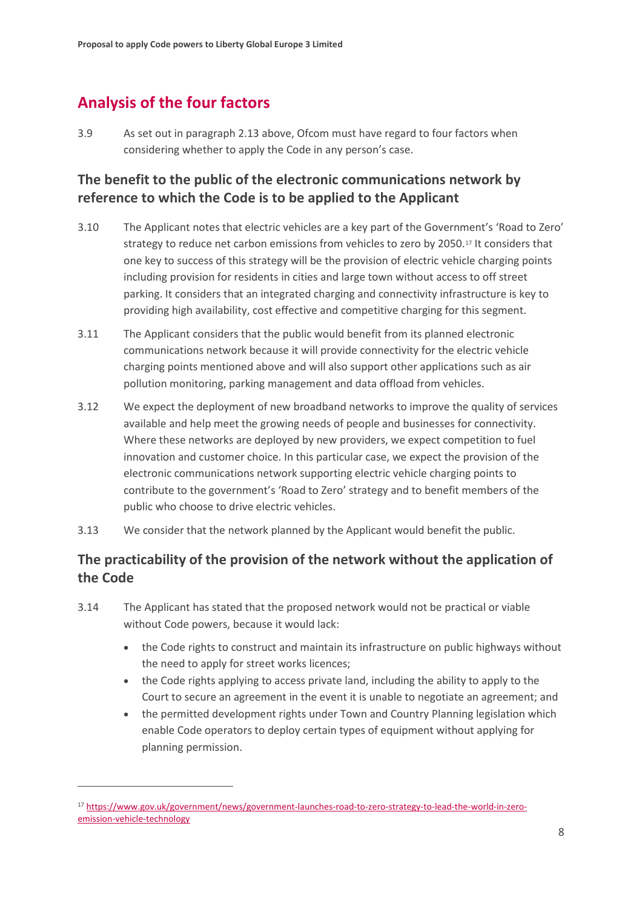## Analysis of the four factors

3.9 As set out in paragraph 2.13 above, Ofcom must have regard to four factors when considering whether to apply the Code in any person's case.

### The benefit to the public of the electronic communications network by reference to which the Code is to be applied to the Applicant

3.10 The Applicant notes that electric vehicles are a key part of the Government's 'Road to Zero' strategy to reduce net carbon emissions from vehicles to zero by 2050.[17] It considers that one key to success of this strategy will be the provision of electric vehicle charging points including provision for residents in cities and large town without access to off street parking. It considers that an integrated charging and connectivity infrastructure is key to providing high availability, cost effective and competitive charging for this segment.

3.11 The Applicant considers that the public would benefit from its planned electronic communications network because it will provide connectivity for the electric vehicle charging points mentioned above and will also support other applications such as air pollution monitoring, parking management and data offload from vehicles.

3.12 We expect the deployment of new broadband networks to improve the quality of services available and help meet the growing needs of people and businesses for connectivity. Where these networks are deployed by new providers, we expect competition to fuel innovation and customer choice. In this particular case, we expect the provision of the electronic communications network supporting electric vehicle charging points to contribute to the government's 'Road to Zero' strategy and to benefit members of the public who choose to drive electric vehicles.

3.13 We consider that the network planned by the Applicant would benefit the public.

### The practicability of the provision of the network without the application of the Code

3.14 The Applicant has stated that the proposed network would not be practical or viable without Code powers, because it would lack:

- the Code rights to construct and maintain its infrastructure on public highways without the need to apply for street works licences;
- the Code rights applying to access private land, including the ability to apply to the Court to secure an agreement in the event it is unable to negotiate an agreement; and
- the permitted development rights under Town and Country Planning legislation which enable Code operators to deploy certain types of equipment without applying for planning permission.

[17] https://www.gov.uk/government/news/government-launches-road-to-zero-strategy-to-lead-the-world-in-zero-emission-vehicle-technology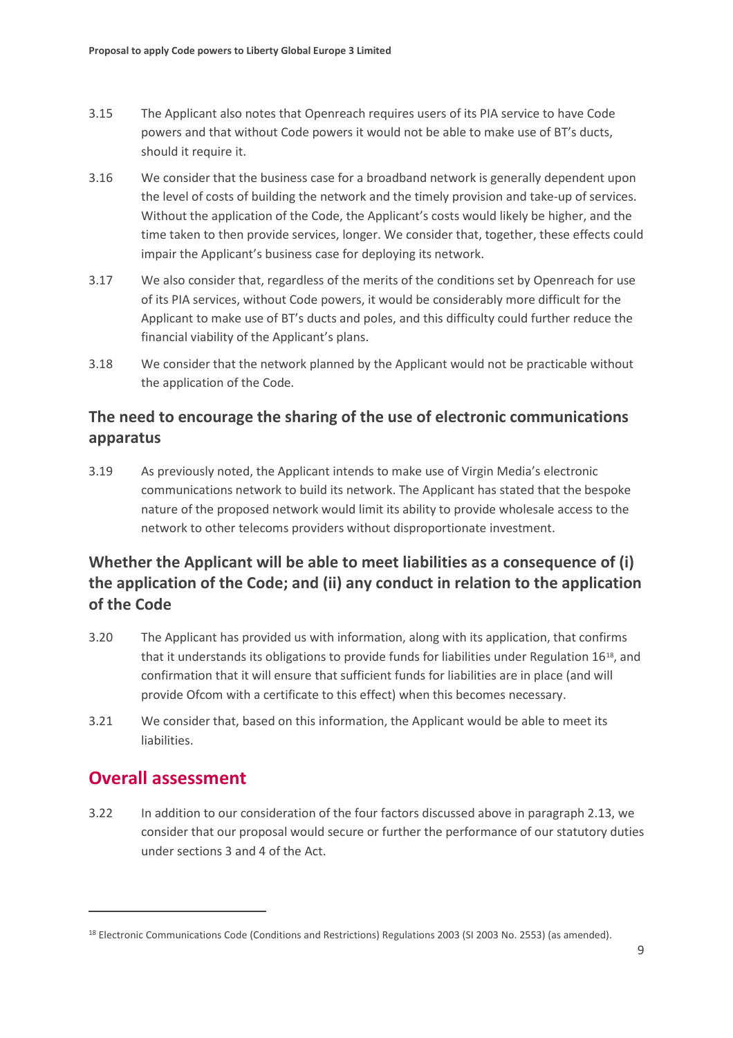3.15 The Applicant also notes that Openreach requires users of its PIA service to have Code powers and that without Code powers it would not be able to make use of BT's ducts, should it require it.

3.16 We consider that the business case for a broadband network is generally dependent upon the level of costs of building the network and the timely provision and take-up of services. Without the application of the Code, the Applicant's costs would likely be higher, and the time taken to then provide services, longer. We consider that, together, these effects could impair the Applicant's business case for deploying its network.

3.17 We also consider that, regardless of the merits of the conditions set by Openreach for use of its PIA services, without Code powers, it would be considerably more difficult for the Applicant to make use of BT's ducts and poles, and this difficulty could further reduce the financial viability of the Applicant's plans.

3.18 We consider that the network planned by the Applicant would not be practicable without the application of the Code.

### The need to encourage the sharing of the use of electronic communications apparatus

3.19 As previously noted, the Applicant intends to make use of Virgin Media's electronic communications network to build its network. The Applicant has stated that the bespoke nature of the proposed network would limit its ability to provide wholesale access to the network to other telecoms providers without disproportionate investment.

### Whether the Applicant will be able to meet liabilities as a consequence of (i) the application of the Code; and (ii) any conduct in relation to the application of the Code

3.20 The Applicant has provided us with information, along with its application, that confirms that it understands its obligations to provide funds for liabilities under Regulation 16[18], and confirmation that it will ensure that sufficient funds for liabilities are in place (and will provide Ofcom with a certificate to this effect) when this becomes necessary.

3.21 We consider that, based on this information, the Applicant would be able to meet its liabilities.

## Overall assessment

3.22 In addition to our consideration of the four factors discussed above in paragraph 2.13, we consider that our proposal would secure or further the performance of our statutory duties under sections 3 and 4 of the Act.

---

[18] Electronic Communications Code (Conditions and Restrictions) Regulations 2003 (SI 2003 No. 2553) (as amended).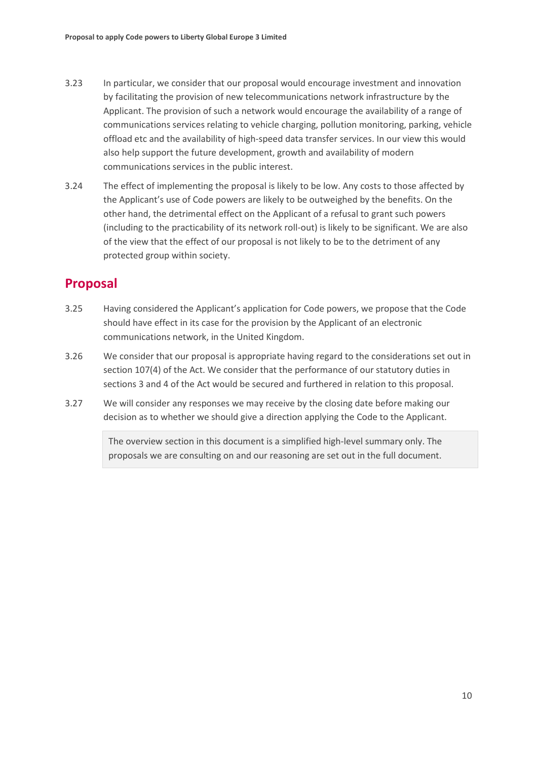3.23 In particular, we consider that our proposal would encourage investment and innovation by facilitating the provision of new telecommunications network infrastructure by the Applicant. The provision of such a network would encourage the availability of a range of communications services relating to vehicle charging, pollution monitoring, parking, vehicle offload etc and the availability of high-speed data transfer services. In our view this would also help support the future development, growth and availability of modern communications services in the public interest.

3.24 The effect of implementing the proposal is likely to be low. Any costs to those affected by the Applicant's use of Code powers are likely to be outweighed by the benefits. On the other hand, the detrimental effect on the Applicant of a refusal to grant such powers (including to the practicability of its network roll-out) is likely to be significant. We are also of the view that the effect of our proposal is not likely to be to the detriment of any protected group within society.

## Proposal

3.25 Having considered the Applicant's application for Code powers, we propose that the Code should have effect in its case for the provision by the Applicant of an electronic communications network, in the United Kingdom.

3.26 We consider that our proposal is appropriate having regard to the considerations set out in section 107(4) of the Act. We consider that the performance of our statutory duties in sections 3 and 4 of the Act would be secured and furthered in relation to this proposal.

3.27 We will consider any responses we may receive by the closing date before making our decision as to whether we should give a direction applying the Code to the Applicant.

> The overview section in this document is a simplified high-level summary only. The proposals we are consulting on and our reasoning are set out in the full document.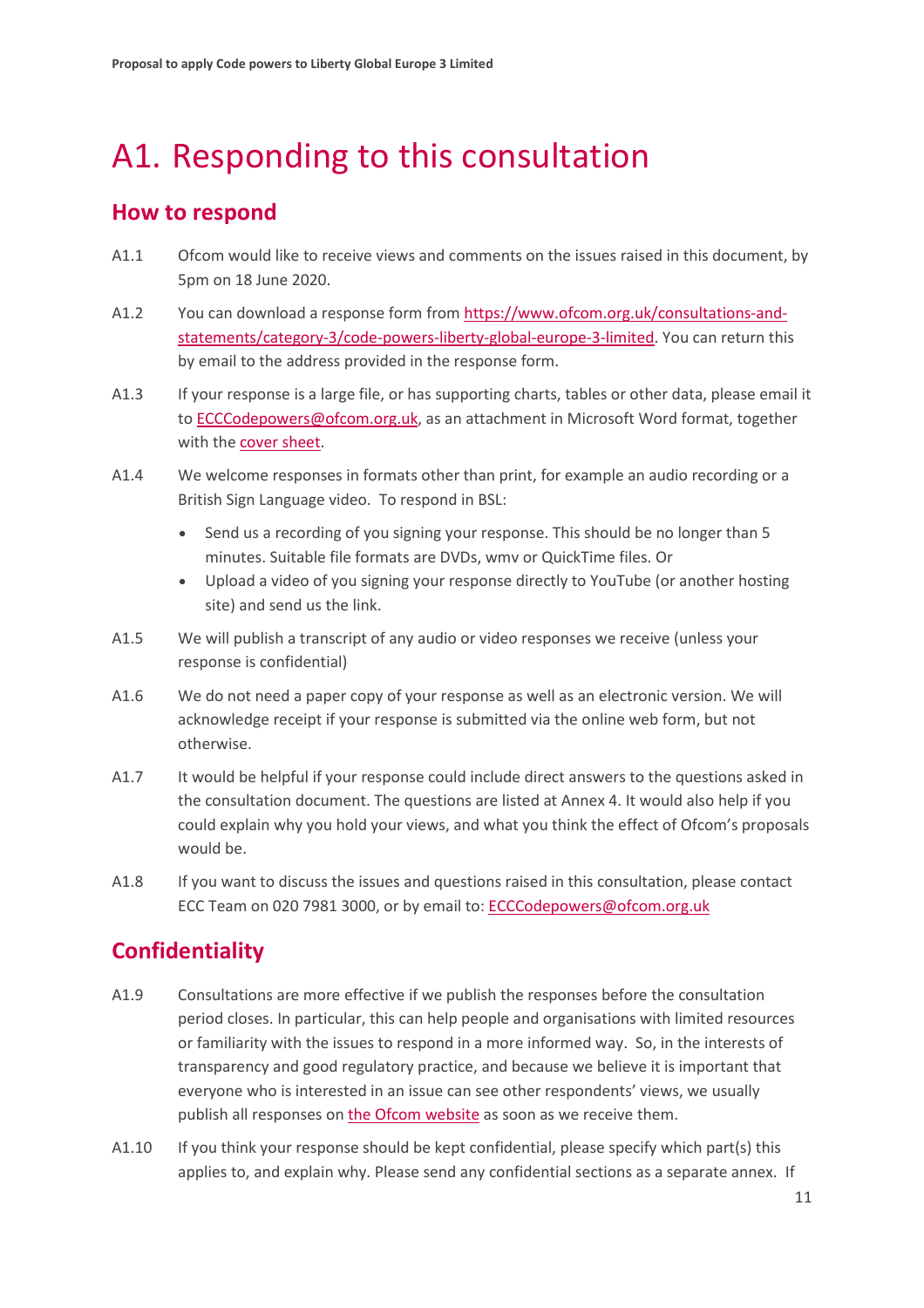# A1. Responding to this consultation

## How to respond

A1.1 Ofcom would like to receive views and comments on the issues raised in this document, by 5pm on 18 June 2020.

A1.2 You can download a response form from [https://www.ofcom.org.uk/consultations-and-statements/category-3/code-powers-liberty-global-europe-3-limited](https://www.ofcom.org.uk/consultations-and-statements/category-3/code-powers-liberty-global-europe-3-limited). You can return this by email to the address provided in the response form.

A1.3 If your response is a large file, or has supporting charts, tables or other data, please email it to [ECCCodepowers@ofcom.org.uk](mailto:ECCCodepowers@ofcom.org.uk), as an attachment in Microsoft Word format, together with the cover sheet.

A1.4 We welcome responses in formats other than print, for example an audio recording or a British Sign Language video. To respond in BSL:

- Send us a recording of you signing your response. This should be no longer than 5 minutes. Suitable file formats are DVDs, wmv or QuickTime files. Or
- Upload a video of you signing your response directly to YouTube (or another hosting site) and send us the link.

A1.5 We will publish a transcript of any audio or video responses we receive (unless your response is confidential)

A1.6 We do not need a paper copy of your response as well as an electronic version. We will acknowledge receipt if your response is submitted via the online web form, but not otherwise.

A1.7 It would be helpful if your response could include direct answers to the questions asked in the consultation document. The questions are listed at Annex 4. It would also help if you could explain why you hold your views, and what you think the effect of Ofcom's proposals would be.

A1.8 If you want to discuss the issues and questions raised in this consultation, please contact ECC Team on 020 7981 3000, or by email to: [ECCCodepowers@ofcom.org.uk](mailto:ECCCodepowers@ofcom.org.uk)

## Confidentiality

A1.9 Consultations are more effective if we publish the responses before the consultation period closes. In particular, this can help people and organisations with limited resources or familiarity with the issues to respond in a more informed way. So, in the interests of transparency and good regulatory practice, and because we believe it is important that everyone who is interested in an issue can see other respondents' views, we usually publish all responses on the Ofcom website as soon as we receive them.

A1.10 If you think your response should be kept confidential, please specify which part(s) this applies to, and explain why. Please send any confidential sections as a separate annex. If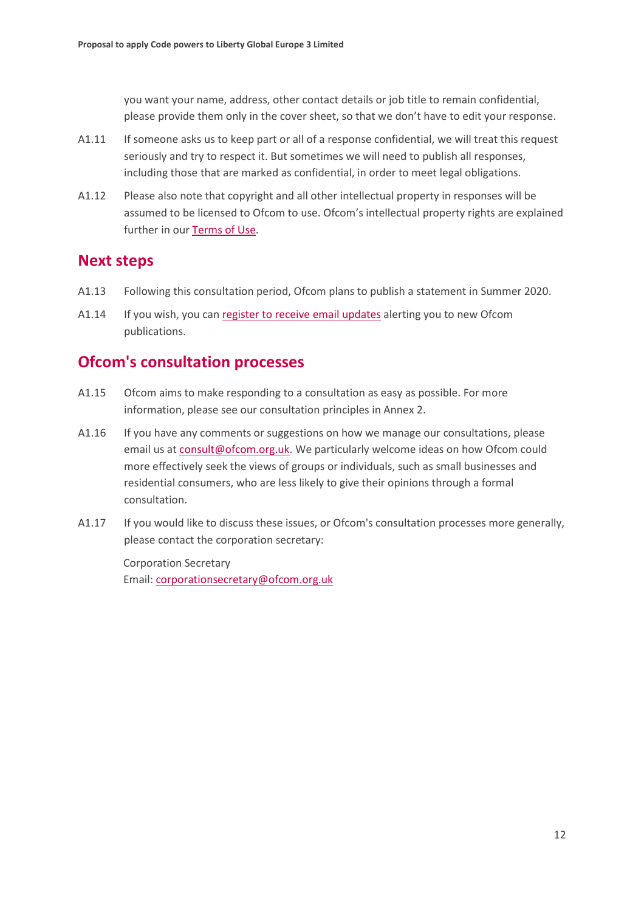you want your name, address, other contact details or job title to remain confidential, please provide them only in the cover sheet, so that we don't have to edit your response.

A1.11 If someone asks us to keep part or all of a response confidential, we will treat this request seriously and try to respect it. But sometimes we will need to publish all responses, including those that are marked as confidential, in order to meet legal obligations.

A1.12 Please also note that copyright and all other intellectual property in responses will be assumed to be licensed to Ofcom to use. Ofcom's intellectual property rights are explained further in our Terms of Use.

## Next steps

A1.13 Following this consultation period, Ofcom plans to publish a statement in Summer 2020.

A1.14 If you wish, you can register to receive email updates alerting you to new Ofcom publications.

## Ofcom's consultation processes

A1.15 Ofcom aims to make responding to a consultation as easy as possible. For more information, please see our consultation principles in Annex 2.

A1.16 If you have any comments or suggestions on how we manage our consultations, please email us at consult@ofcom.org.uk. We particularly welcome ideas on how Ofcom could more effectively seek the views of groups or individuals, such as small businesses and residential consumers, who are less likely to give their opinions through a formal consultation.

A1.17 If you would like to discuss these issues, or Ofcom's consultation processes more generally, please contact the corporation secretary:

Corporation Secretary
Email: corporationsecretary@ofcom.org.uk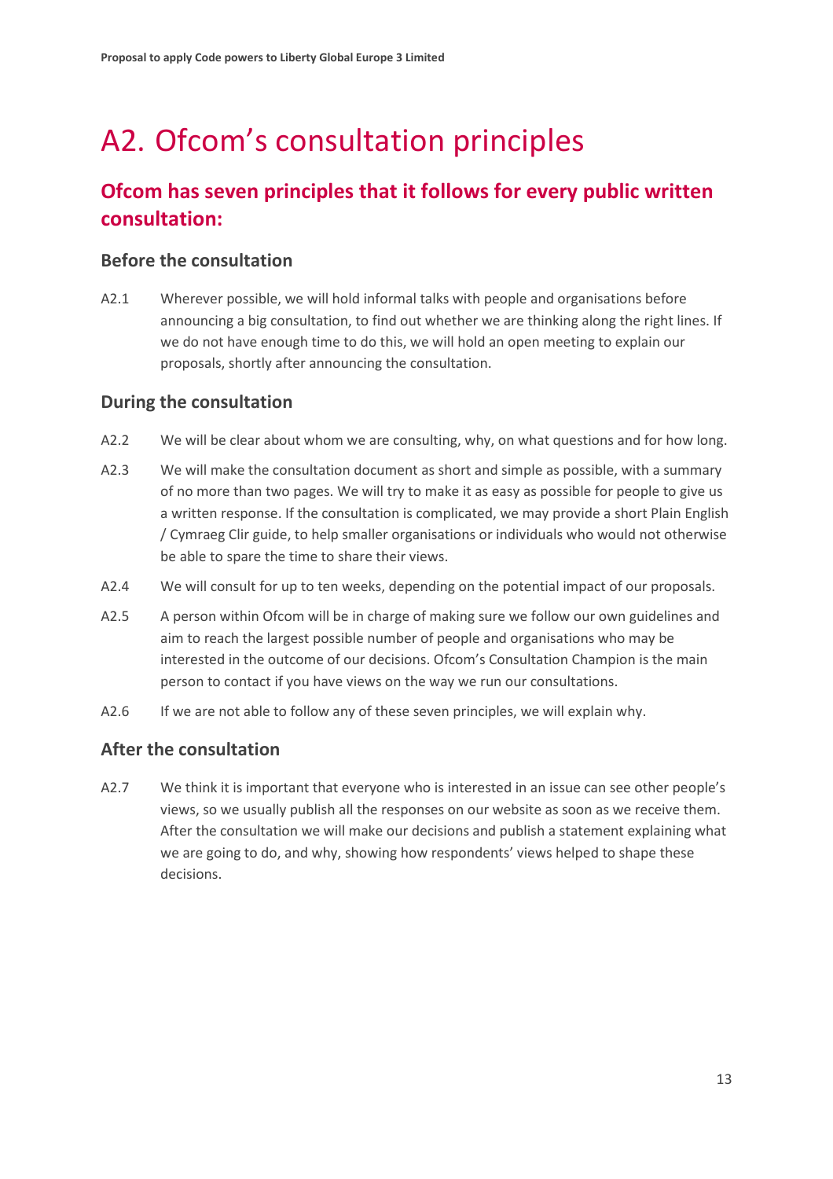# A2. Ofcom's consultation principles

## Ofcom has seven principles that it follows for every public written consultation:

### Before the consultation

A2.1 Wherever possible, we will hold informal talks with people and organisations before announcing a big consultation, to find out whether we are thinking along the right lines. If we do not have enough time to do this, we will hold an open meeting to explain our proposals, shortly after announcing the consultation.

### During the consultation

A2.2 We will be clear about whom we are consulting, why, on what questions and for how long.

A2.3 We will make the consultation document as short and simple as possible, with a summary of no more than two pages. We will try to make it as easy as possible for people to give us a written response. If the consultation is complicated, we may provide a short Plain English / Cymraeg Clir guide, to help smaller organisations or individuals who would not otherwise be able to spare the time to share their views.

A2.4 We will consult for up to ten weeks, depending on the potential impact of our proposals.

A2.5 A person within Ofcom will be in charge of making sure we follow our own guidelines and aim to reach the largest possible number of people and organisations who may be interested in the outcome of our decisions. Ofcom's Consultation Champion is the main person to contact if you have views on the way we run our consultations.

A2.6 If we are not able to follow any of these seven principles, we will explain why.

### After the consultation

A2.7 We think it is important that everyone who is interested in an issue can see other people's views, so we usually publish all the responses on our website as soon as we receive them. After the consultation we will make our decisions and publish a statement explaining what we are going to do, and why, showing how respondents' views helped to shape these decisions.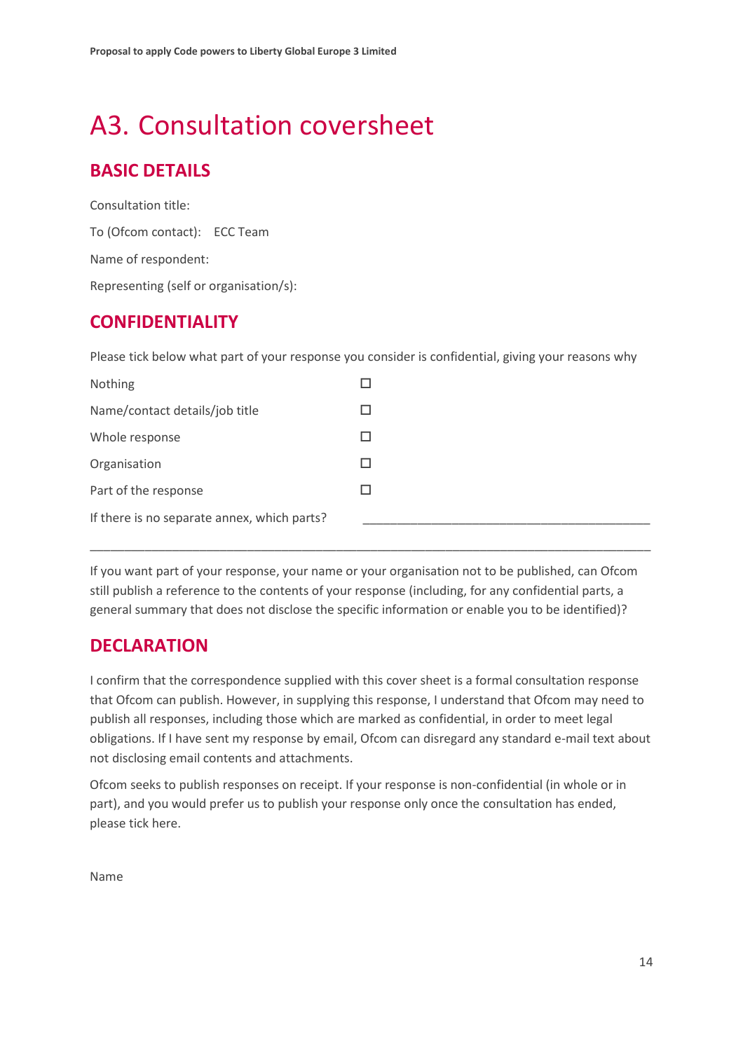# A3. Consultation coversheet

## BASIC DETAILS

Consultation title:

To (Ofcom contact): ECC Team

Name of respondent:

Representing (self or organisation/s):

## CONFIDENTIALITY

Please tick below what part of your response you consider is confidential, giving your reasons why

| | |
|---|---|
| Nothing | ☐ |
| Name/contact details/job title | ☐ |
| Whole response | ☐ |
| Organisation | ☐ |
| Part of the response | ☐ |
| If there is no separate annex, which parts? | ___________________________________________ |

_____________________________________________________________________________________

If you want part of your response, your name or your organisation not to be published, can Ofcom still publish a reference to the contents of your response (including, for any confidential parts, a general summary that does not disclose the specific information or enable you to be identified)?

## DECLARATION

I confirm that the correspondence supplied with this cover sheet is a formal consultation response that Ofcom can publish. However, in supplying this response, I understand that Ofcom may need to publish all responses, including those which are marked as confidential, in order to meet legal obligations. If I have sent my response by email, Ofcom can disregard any standard e-mail text about not disclosing email contents and attachments.

Ofcom seeks to publish responses on receipt. If your response is non-confidential (in whole or in part), and you would prefer us to publish your response only once the consultation has ended, please tick here.

Name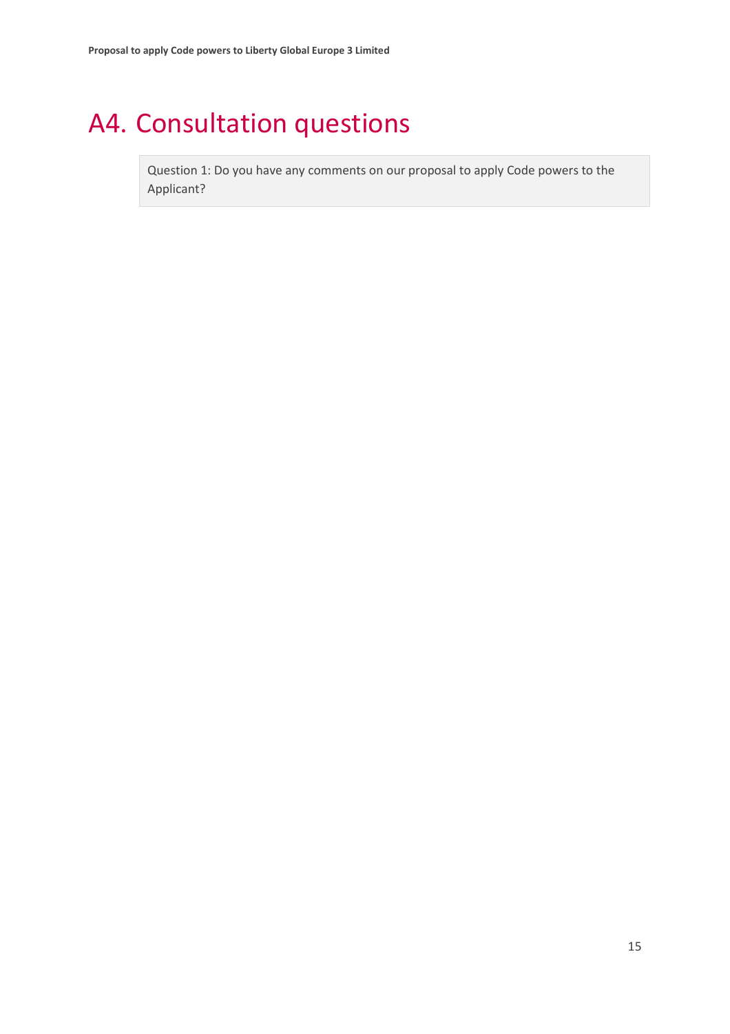# A4. Consultation questions

Question 1: Do you have any comments on our proposal to apply Code powers to the Applicant?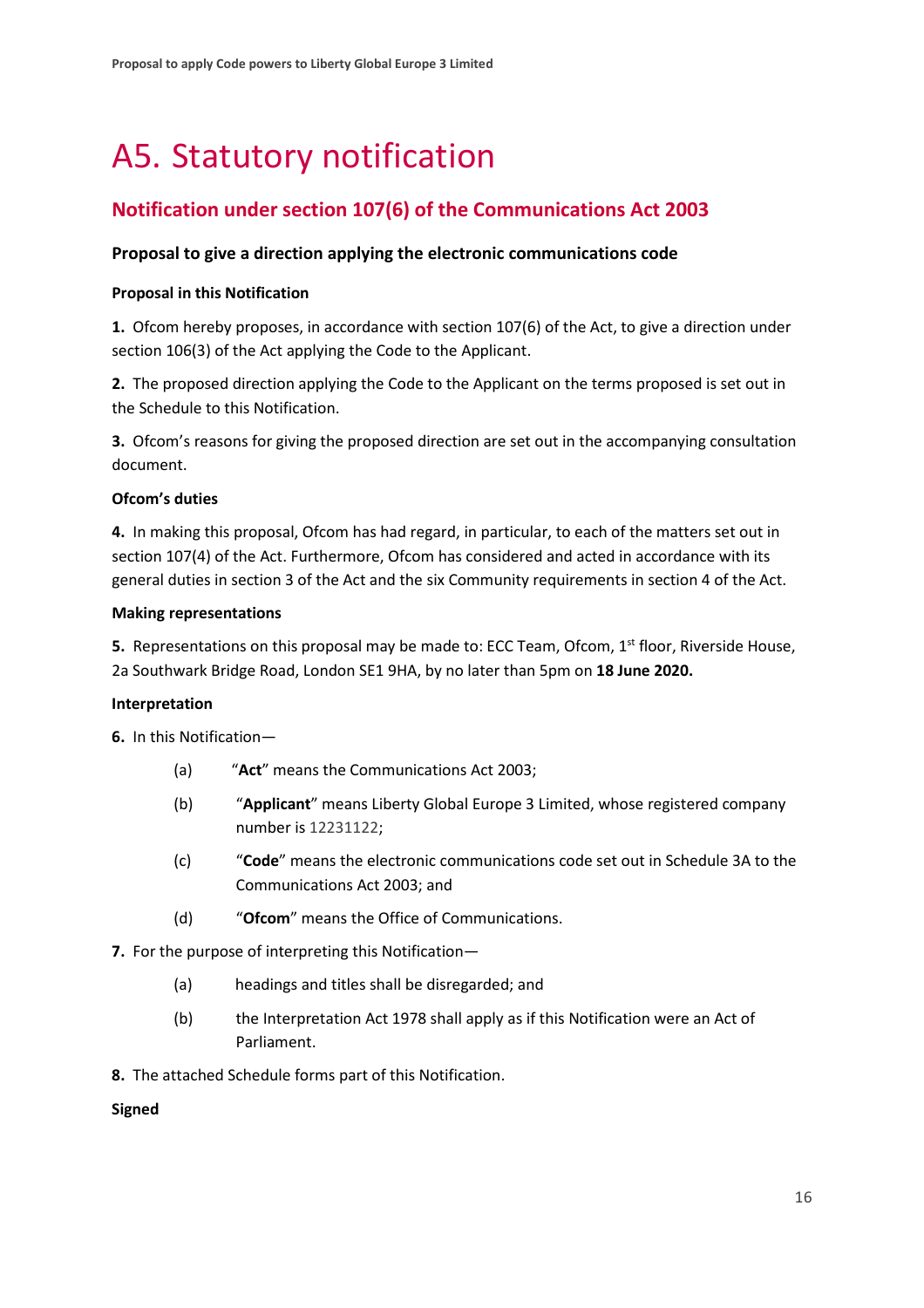# A5. Statutory notification

## Notification under section 107(6) of the Communications Act 2003

### Proposal to give a direction applying the electronic communications code

**Proposal in this Notification**

**1.** Ofcom hereby proposes, in accordance with section 107(6) of the Act, to give a direction under section 106(3) of the Act applying the Code to the Applicant.

**2.** The proposed direction applying the Code to the Applicant on the terms proposed is set out in the Schedule to this Notification.

**3.** Ofcom's reasons for giving the proposed direction are set out in the accompanying consultation document.

**Ofcom's duties**

**4.** In making this proposal, Ofcom has had regard, in particular, to each of the matters set out in section 107(4) of the Act. Furthermore, Ofcom has considered and acted in accordance with its general duties in section 3 of the Act and the six Community requirements in section 4 of the Act.

**Making representations**

**5.** Representations on this proposal may be made to: ECC Team, Ofcom, 1st floor, Riverside House, 2a Southwark Bridge Road, London SE1 9HA, by no later than 5pm on **18 June 2020.**

**Interpretation**

**6.** In this Notification—

(a) "**Act**" means the Communications Act 2003;

(b) "**Applicant**" means Liberty Global Europe 3 Limited, whose registered company number is 12231122;

(c) "**Code**" means the electronic communications code set out in Schedule 3A to the Communications Act 2003; and

(d) "**Ofcom**" means the Office of Communications.

**7.** For the purpose of interpreting this Notification—

(a) headings and titles shall be disregarded; and

(b) the Interpretation Act 1978 shall apply as if this Notification were an Act of Parliament.

**8.** The attached Schedule forms part of this Notification.

**Signed**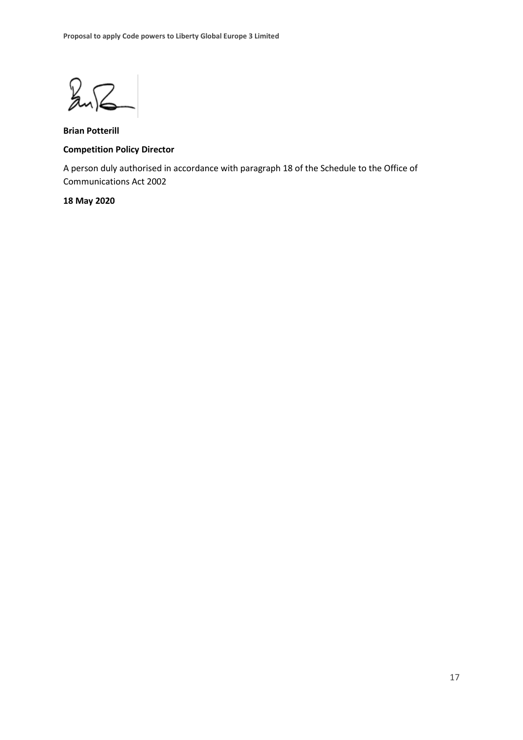**Brian Potterill**

**Competition Policy Director**

A person duly authorised in accordance with paragraph 18 of the Schedule to the Office of Communications Act 2002

**18 May 2020**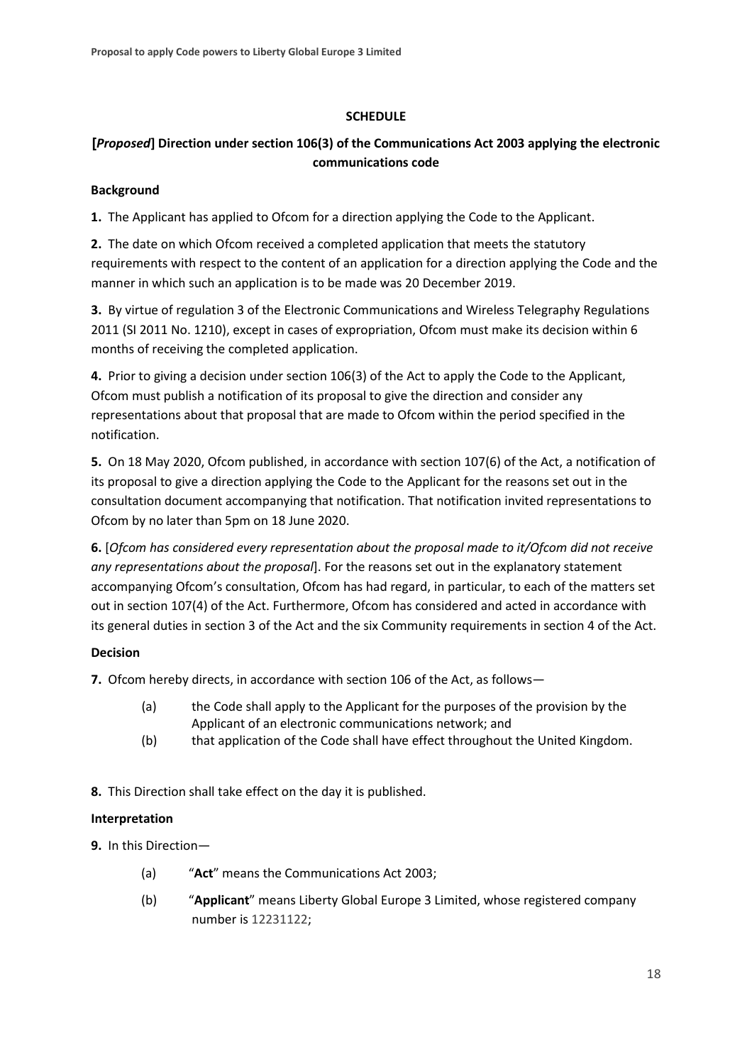**SCHEDULE**

**[*Proposed*] Direction under section 106(3) of the Communications Act 2003 applying the electronic communications code**

**Background**

**1.** The Applicant has applied to Ofcom for a direction applying the Code to the Applicant.

**2.** The date on which Ofcom received a completed application that meets the statutory requirements with respect to the content of an application for a direction applying the Code and the manner in which such an application is to be made was 20 December 2019.

**3.** By virtue of regulation 3 of the Electronic Communications and Wireless Telegraphy Regulations 2011 (SI 2011 No. 1210), except in cases of expropriation, Ofcom must make its decision within 6 months of receiving the completed application.

**4.** Prior to giving a decision under section 106(3) of the Act to apply the Code to the Applicant, Ofcom must publish a notification of its proposal to give the direction and consider any representations about that proposal that are made to Ofcom within the period specified in the notification.

**5.** On 18 May 2020, Ofcom published, in accordance with section 107(6) of the Act, a notification of its proposal to give a direction applying the Code to the Applicant for the reasons set out in the consultation document accompanying that notification. That notification invited representations to Ofcom by no later than 5pm on 18 June 2020.

**6.** [*Ofcom has considered every representation about the proposal made to it/Ofcom did not receive any representations about the proposal*]. For the reasons set out in the explanatory statement accompanying Ofcom's consultation, Ofcom has had regard, in particular, to each of the matters set out in section 107(4) of the Act. Furthermore, Ofcom has considered and acted in accordance with its general duties in section 3 of the Act and the six Community requirements in section 4 of the Act.

**Decision**

**7.** Ofcom hereby directs, in accordance with section 106 of the Act, as follows—

- (a) the Code shall apply to the Applicant for the purposes of the provision by the Applicant of an electronic communications network; and
- (b) that application of the Code shall have effect throughout the United Kingdom.

**8.** This Direction shall take effect on the day it is published.

**Interpretation**

**9.** In this Direction—

- (a) "**Act**" means the Communications Act 2003;
- (b) "**Applicant**" means Liberty Global Europe 3 Limited, whose registered company number is 12231122;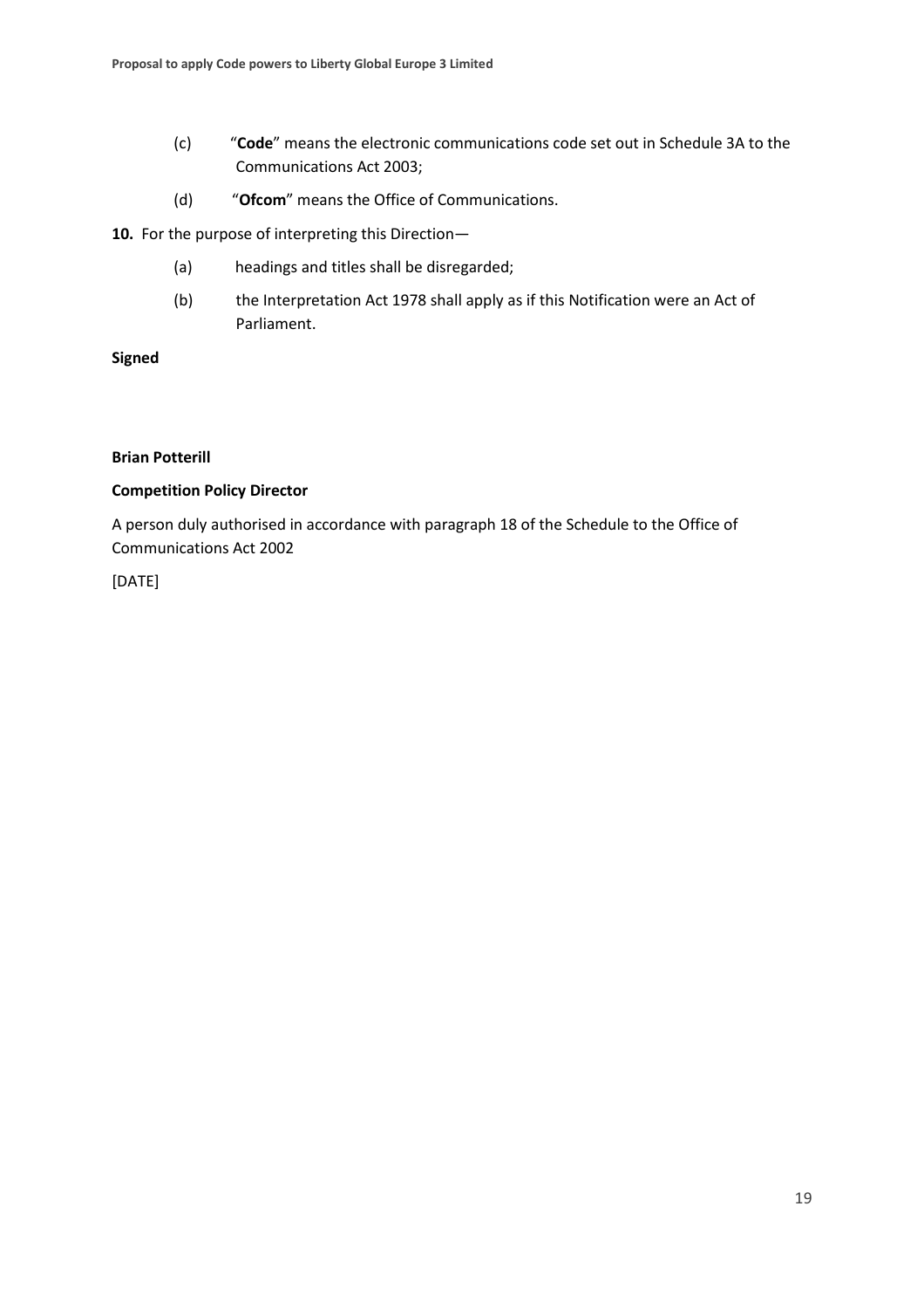(c) "**Code**" means the electronic communications code set out in Schedule 3A to the Communications Act 2003;

(d) "**Ofcom**" means the Office of Communications.

**10.** For the purpose of interpreting this Direction—

(a) headings and titles shall be disregarded;

(b) the Interpretation Act 1978 shall apply as if this Notification were an Act of Parliament.

**Signed**

**Brian Potterill**

**Competition Policy Director**

A person duly authorised in accordance with paragraph 18 of the Schedule to the Office of Communications Act 2002

[DATE]